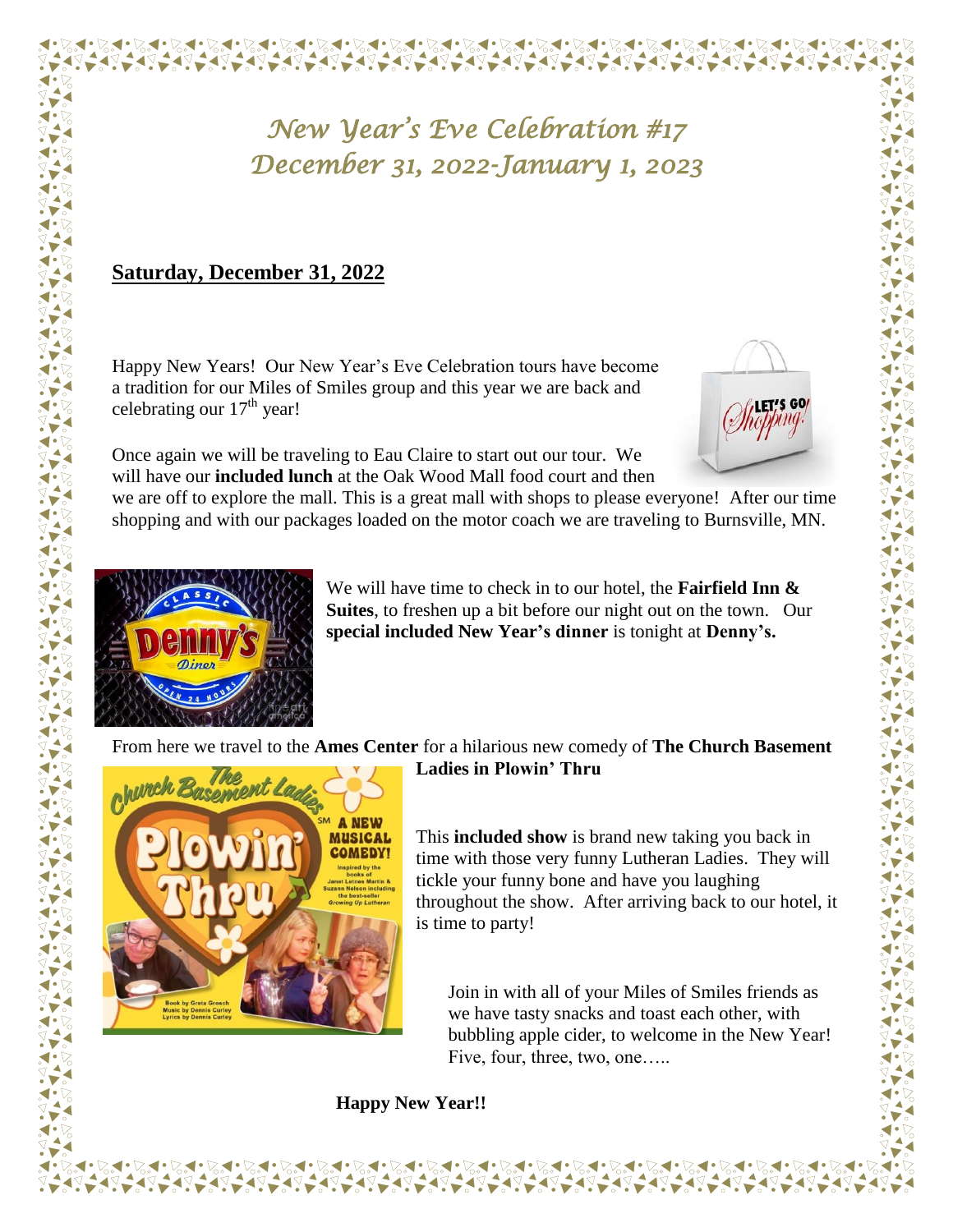# *New Year's Eve Celebration #17*
# *December 31, 2022-January 1, 2023*

## Saturday, December 31, 2022

Happy New Years! Our New Year's Eve Celebration tours have become a tradition for our Miles of Smiles group and this year we are back and celebrating our 17th year!

Once again we will be traveling to Eau Claire to start out our tour. We will have our **included lunch** at the Oak Wood Mall food court and then we are off to explore the mall. This is a great mall with shops to please everyone! After our time shopping and with our packages loaded on the motor coach we are traveling to Burnsville, MN.

We will have time to check in to our hotel, the **Fairfield Inn & Suites**, to freshen up a bit before our night out on the town. Our **special included New Year's dinner** is tonight at **Denny's.**

From here we travel to the **Ames Center** for a hilarious new comedy of **The Church Basement Ladies in Plowin' Thru**

This **included show** is brand new taking you back in time with those very funny Lutheran Ladies. They will tickle your funny bone and have you laughing throughout the show. After arriving back to our hotel, it is time to party!

Join in with all of your Miles of Smiles friends as we have tasty snacks and toast each other, with bubbling apple cider, to welcome in the New Year! Five, four, three, two, one…..

**Happy New Year!!**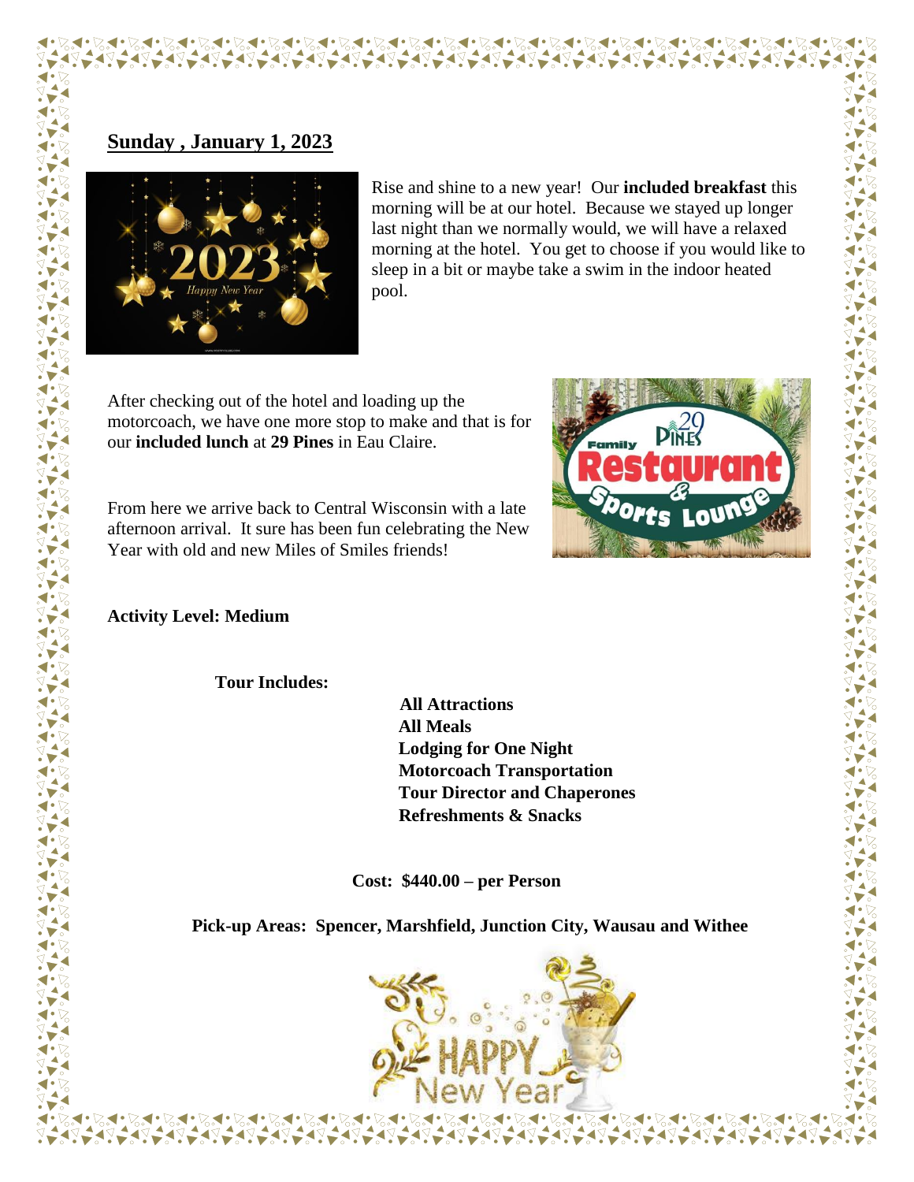## Sunday , January 1, 2023

Rise and shine to a new year! Our **included breakfast** this morning will be at our hotel. Because we stayed up longer last night than we normally would, we will have a relaxed morning at the hotel. You get to choose if you would like to sleep in a bit or maybe take a swim in the indoor heated pool.

After checking out of the hotel and loading up the motorcoach, we have one more stop to make and that is for our **included lunch** at **29 Pines** in Eau Claire.

From here we arrive back to Central Wisconsin with a late afternoon arrival. It sure has been fun celebrating the New Year with old and new Miles of Smiles friends!

**Activity Level: Medium**

**Tour Includes:**

**All Attractions**
**All Meals**
**Lodging for One Night**
**Motorcoach Transportation**
**Tour Director and Chaperones**
**Refreshments & Snacks**

**Cost: $440.00 – per Person**

**Pick-up Areas: Spencer, Marshfield, Junction City, Wausau and Withee**